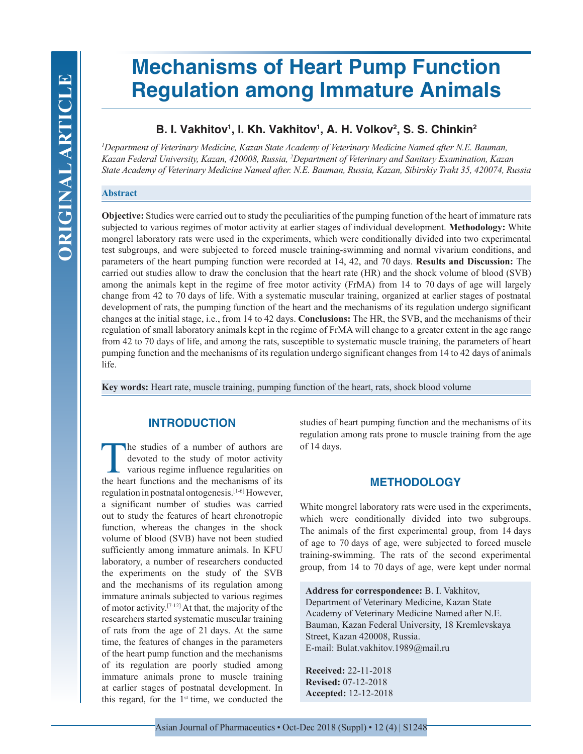# Mechanisms of Heart Pump Function Regulation among Immature Animals

### B. I. Vakhitov[1], I. Kh. Vakhitov[1], A. H. Volkov[2], S. S. Chinkin[2]

*[1]Department of Veterinary Medicine, Kazan State Academy of Veterinary Medicine Named after N.E. Bauman, Kazan Federal University, Kazan, 420008, Russia, [2]Department of Veterinary and Sanitary Examination, Kazan State Academy of Veterinary Medicine Named after. N.E. Bauman, Russia, Kazan, Sibirskiy Trakt 35, 420074, Russia*

## Abstract

**Objective:** Studies were carried out to study the peculiarities of the pumping function of the heart of immature rats subjected to various regimes of motor activity at earlier stages of individual development. **Methodology:** White mongrel laboratory rats were used in the experiments, which were conditionally divided into two experimental test subgroups, and were subjected to forced muscle training-swimming and normal vivarium conditions, and parameters of the heart pumping function were recorded at 14, 42, and 70 days. **Results and Discussion:** The carried out studies allow to draw the conclusion that the heart rate (HR) and the shock volume of blood (SVB) among the animals kept in the regime of free motor activity (FrMA) from 14 to 70 days of age will largely change from 42 to 70 days of life. With a systematic muscular training, organized at earlier stages of postnatal development of rats, the pumping function of the heart and the mechanisms of its regulation undergo significant changes at the initial stage, i.e., from 14 to 42 days. **Conclusions:** The HR, the SVB, and the mechanisms of their regulation of small laboratory animals kept in the regime of FrMA will change to a greater extent in the age range from 42 to 70 days of life, and among the rats, susceptible to systematic muscle training, the parameters of heart pumping function and the mechanisms of its regulation undergo significant changes from 14 to 42 days of animals life.

**Key words:** Heart rate, muscle training, pumping function of the heart, rats, shock blood volume

## INTRODUCTION

The studies of a number of authors are devoted to the study of motor activity various regime influence regularities on the heart functions and the mechanisms of its regulation in postnatal ontogenesis.[1-6] However, a significant number of studies was carried out to study the features of heart chronotropic function, whereas the changes in the shock volume of blood (SVB) have not been studied sufficiently among immature animals. In KFU laboratory, a number of researchers conducted the experiments on the study of the SVB and the mechanisms of its regulation among immature animals subjected to various regimes of motor activity.[7-12] At that, the majority of the researchers started systematic muscular training of rats from the age of 21 days. At the same time, the features of changes in the parameters of the heart pump function and the mechanisms of its regulation are poorly studied among immature animals prone to muscle training at earlier stages of postnatal development. In this regard, for the 1st time, we conducted the studies of heart pumping function and the mechanisms of its regulation among rats prone to muscle training from the age of 14 days.

## METHODOLOGY

White mongrel laboratory rats were used in the experiments, which were conditionally divided into two subgroups. The animals of the first experimental group, from 14 days of age to 70 days of age, were subjected to forced muscle training-swimming. The rats of the second experimental group, from 14 to 70 days of age, were kept under normal

**Address for correspondence:** B. I. Vakhitov, Department of Veterinary Medicine, Kazan State Academy of Veterinary Medicine Named after N.E. Bauman, Kazan Federal University, 18 Kremlevskaya Street, Kazan 420008, Russia. E-mail: Bulat.vakhitov.1989@mail.ru

**Received:** 22-11-2018
**Revised:** 07-12-2018
**Accepted:** 12-12-2018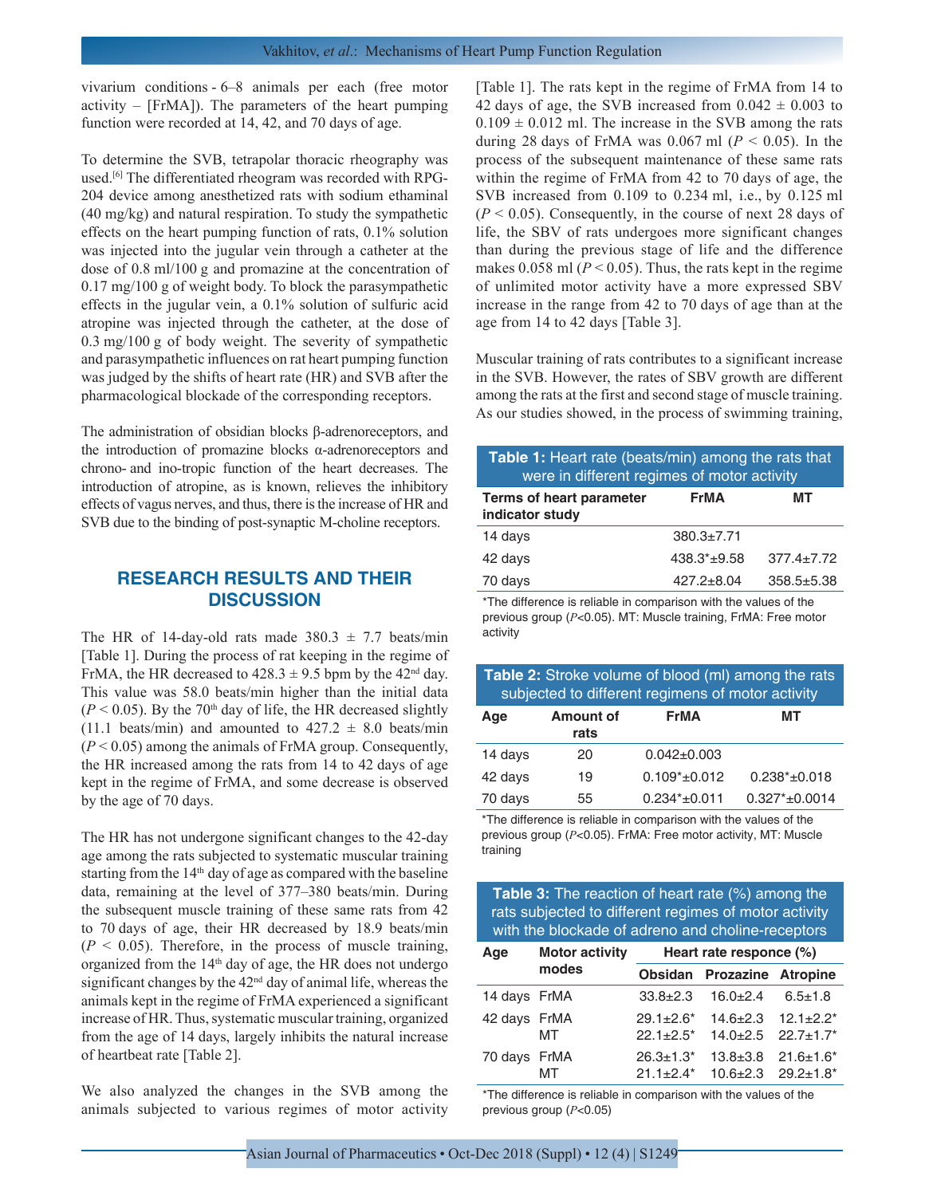vivarium conditions - 6–8 animals per each (free motor activity – [FrMA]). The parameters of the heart pumping function were recorded at 14, 42, and 70 days of age.

To determine the SVB, tetrapolar thoracic rheography was used.[6] The differentiated rheogram was recorded with RPG-204 device among anesthetized rats with sodium ethaminal (40 mg/kg) and natural respiration. To study the sympathetic effects on the heart pumping function of rats, 0.1% solution was injected into the jugular vein through a catheter at the dose of 0.8 ml/100 g and promazine at the concentration of 0.17 mg/100 g of weight body. To block the parasympathetic effects in the jugular vein, a 0.1% solution of sulfuric acid atropine was injected through the catheter, at the dose of 0.3 mg/100 g of body weight. The severity of sympathetic and parasympathetic influences on rat heart pumping function was judged by the shifts of heart rate (HR) and SVB after the pharmacological blockade of the corresponding receptors.

The administration of obsidian blocks β-adrenoreceptors, and the introduction of promazine blocks α-adrenoreceptors and chrono- and ino-tropic function of the heart decreases. The introduction of atropine, as is known, relieves the inhibitory effects of vagus nerves, and thus, there is the increase of HR and SVB due to the binding of post-synaptic M-choline receptors.

## RESEARCH RESULTS AND THEIR DISCUSSION

The HR of 14-day-old rats made 380.3 ± 7.7 beats/min [Table 1]. During the process of rat keeping in the regime of FrMA, the HR decreased to 428.3 ± 9.5 bpm by the 42nd day. This value was 58.0 beats/min higher than the initial data ($P < 0.05$). By the 70th day of life, the HR decreased slightly (11.1 beats/min) and amounted to 427.2 ± 8.0 beats/min ($P < 0.05$) among the animals of FrMA group. Consequently, the HR increased among the rats from 14 to 42 days of age kept in the regime of FrMA, and some decrease is observed by the age of 70 days.

The HR has not undergone significant changes to the 42-day age among the rats subjected to systematic muscular training starting from the 14th day of age as compared with the baseline data, remaining at the level of 377–380 beats/min. During the subsequent muscle training of these same rats from 42 to 70 days of age, their HR decreased by 18.9 beats/min ($P < 0.05$). Therefore, in the process of muscle training, organized from the 14th day of age, the HR does not undergo significant changes by the 42nd day of animal life, whereas the animals kept in the regime of FrMA experienced a significant increase of HR. Thus, systematic muscular training, organized from the age of 14 days, largely inhibits the natural increase of heartbeat rate [Table 2].

We also analyzed the changes in the SVB among the animals subjected to various regimes of motor activity [Table 1]. The rats kept in the regime of FrMA from 14 to 42 days of age, the SVB increased from 0.042 ± 0.003 to 0.109 ± 0.012 ml. The increase in the SVB among the rats during 28 days of FrMA was 0.067 ml ($P < 0.05$). In the process of the subsequent maintenance of these same rats within the regime of FrMA from 42 to 70 days of age, the SVB increased from 0.109 to 0.234 ml, i.e., by 0.125 ml ($P < 0.05$). Consequently, in the course of next 28 days of life, the SBV of rats undergoes more significant changes than during the previous stage of life and the difference makes 0.058 ml ($P < 0.05$). Thus, the rats kept in the regime of unlimited motor activity have a more expressed SBV increase in the range from 42 to 70 days of age than at the age from 14 to 42 days [Table 3].

Muscular training of rats contributes to a significant increase in the SVB. However, the rates of SBV growth are different among the rats at the first and second stage of muscle training. As our studies showed, in the process of swimming training,

**Table 1:** Heart rate (beats/min) among the rats that were in different regimes of motor activity

| Terms of heart parameter indicator study | FrMA | MT |
|---|---|---|
| 14 days | 380.3±7.71 | |
| 42 days | 438.3*±9.58 | 377.4±7.72 |
| 70 days | 427.2±8.04 | 358.5±5.38 |

*The difference is reliable in comparison with the values of the previous group ($P$<0.05). MT: Muscle training, FrMA: Free motor activity

**Table 2:** Stroke volume of blood (ml) among the rats subjected to different regimens of motor activity

| Age | Amount of rats | FrMA | MT |
|---|---|---|---|
| 14 days | 20 | 0.042±0.003 | |
| 42 days | 19 | 0.109*±0.012 | 0.238*±0.018 |
| 70 days | 55 | 0.234*±0.011 | 0.327*±0.0014 |

*The difference is reliable in comparison with the values of the previous group ($P$<0.05). FrMA: Free motor activity, MT: Muscle training

**Table 3:** The reaction of heart rate (%) among the rats subjected to different regimes of motor activity with the blockade of adreno and choline-receptors

| Age | Motor activity modes | Heart rate responce (%) | | |
|---|---|---|---|---|
| | | Obsidan | Prozazine | Atropine |
| 14 days | FrMA | 33.8±2.3 | 16.0±2.4 | 6.5±1.8 |
| 42 days | FrMA | 29.1±2.6* | 14.6±2.3 | 12.1±2.2* |
| | MT | 22.1±2.5* | 14.0±2.5 | 22.7±1.7* |
| 70 days | FrMA | 26.3±1.3* | 13.8±3.8 | 21.6±1.6* |
| | MT | 21.1±2.4* | 10.6±2.3 | 29.2±1.8* |

*The difference is reliable in comparison with the values of the previous group ($P$<0.05)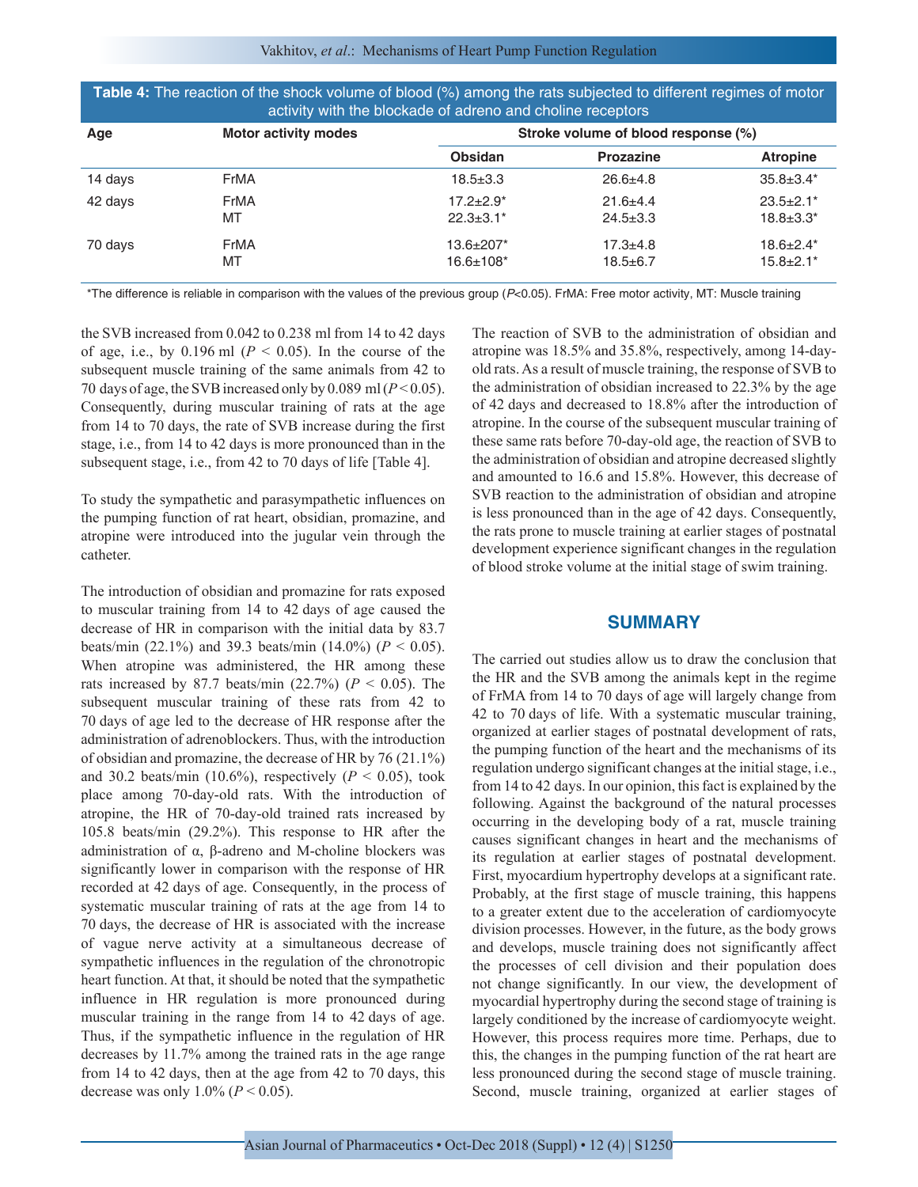**Table 4:** The reaction of the shock volume of blood (%) among the rats subjected to different regimes of motor activity with the blockade of adreno and choline receptors

| Age | Motor activity modes | Stroke volume of blood response (%) | | |
|---|---|---|---|---|
| | | Obsidan | Prozazine | Atropine |
| 14 days | FrMA | 18.5±3.3 | 26.6±4.8 | 35.8±3.4* |
| 42 days | FrMA | 17.2±2.9* | 21.6±4.4 | 23.5±2.1* |
| | MT | 22.3±3.1* | 24.5±3.3 | 18.8±3.3* |
| 70 days | FrMA | 13.6±207* | 17.3±4.8 | 18.6±2.4* |
| | MT | 16.6±108* | 18.5±6.7 | 15.8±2.1* |

*The difference is reliable in comparison with the values of the previous group ($P<0.05$). FrMA: Free motor activity, MT: Muscle training

the SVB increased from 0.042 to 0.238 ml from 14 to 42 days of age, i.e., by 0.196 ml ($P < 0.05$). In the course of the subsequent muscle training of the same animals from 42 to 70 days of age, the SVB increased only by 0.089 ml ($P < 0.05$). Consequently, during muscular training of rats at the age from 14 to 70 days, the rate of SVB increase during the first stage, i.e., from 14 to 42 days is more pronounced than in the subsequent stage, i.e., from 42 to 70 days of life [Table 4].

To study the sympathetic and parasympathetic influences on the pumping function of rat heart, obsidian, promazine, and atropine were introduced into the jugular vein through the catheter.

The introduction of obsidian and promazine for rats exposed to muscular training from 14 to 42 days of age caused the decrease of HR in comparison with the initial data by 83.7 beats/min (22.1%) and 39.3 beats/min (14.0%) ($P < 0.05$). When atropine was administered, the HR among these rats increased by 87.7 beats/min (22.7%) ($P < 0.05$). The subsequent muscular training of these rats from 42 to 70 days of age led to the decrease of HR response after the administration of adrenoblockers. Thus, with the introduction of obsidian and promazine, the decrease of HR by 76 (21.1%) and 30.2 beats/min (10.6%), respectively ($P < 0.05$), took place among 70-day-old rats. With the introduction of atropine, the HR of 70-day-old trained rats increased by 105.8 beats/min (29.2%). This response to HR after the administration of α, β-adreno and M-choline blockers was significantly lower in comparison with the response of HR recorded at 42 days of age. Consequently, in the process of systematic muscular training of rats at the age from 14 to 70 days, the decrease of HR is associated with the increase of vague nerve activity at a simultaneous decrease of sympathetic influences in the regulation of the chronotropic heart function. At that, it should be noted that the sympathetic influence in HR regulation is more pronounced during muscular training in the range from 14 to 42 days of age. Thus, if the sympathetic influence in the regulation of HR decreases by 11.7% among the trained rats in the age range from 14 to 42 days, then at the age from 42 to 70 days, this decrease was only 1.0% ($P < 0.05$).

The reaction of SVB to the administration of obsidian and atropine was 18.5% and 35.8%, respectively, among 14-day-old rats. As a result of muscle training, the response of SVB to the administration of obsidian increased to 22.3% by the age of 42 days and decreased to 18.8% after the introduction of atropine. In the course of the subsequent muscular training of these same rats before 70-day-old age, the reaction of SVB to the administration of obsidian and atropine decreased slightly and amounted to 16.6 and 15.8%. However, this decrease of SVB reaction to the administration of obsidian and atropine is less pronounced than in the age of 42 days. Consequently, the rats prone to muscle training at earlier stages of postnatal development experience significant changes in the regulation of blood stroke volume at the initial stage of swim training.

## SUMMARY

The carried out studies allow us to draw the conclusion that the HR and the SVB among the animals kept in the regime of FrMA from 14 to 70 days of age will largely change from 42 to 70 days of life. With a systematic muscular training, organized at earlier stages of postnatal development of rats, the pumping function of the heart and the mechanisms of its regulation undergo significant changes at the initial stage, i.e., from 14 to 42 days. In our opinion, this fact is explained by the following. Against the background of the natural processes occurring in the developing body of a rat, muscle training causes significant changes in heart and the mechanisms of its regulation at earlier stages of postnatal development. First, myocardium hypertrophy develops at a significant rate. Probably, at the first stage of muscle training, this happens to a greater extent due to the acceleration of cardiomyocyte division processes. However, in the future, as the body grows and develops, muscle training does not significantly affect the processes of cell division and their population does not change significantly. In our view, the development of myocardial hypertrophy during the second stage of training is largely conditioned by the increase of cardiomyocyte weight. However, this process requires more time. Perhaps, due to this, the changes in the pumping function of the rat heart are less pronounced during the second stage of muscle training. Second, muscle training, organized at earlier stages of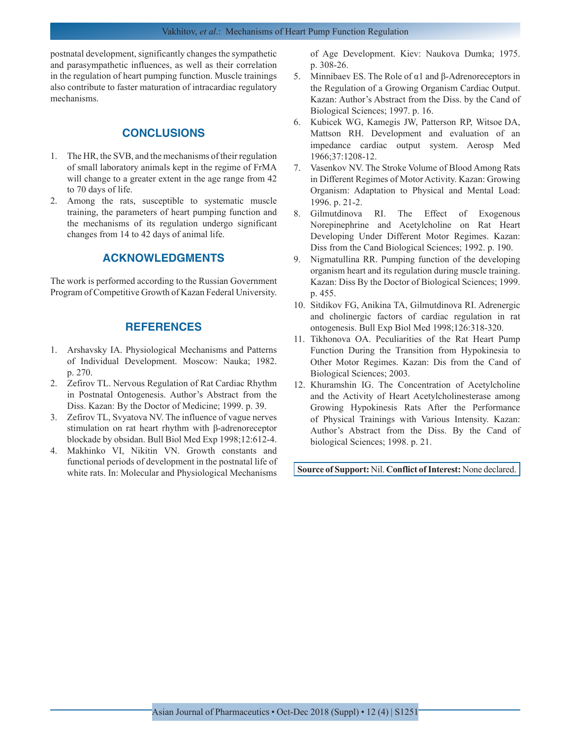postnatal development, significantly changes the sympathetic and parasympathetic influences, as well as their correlation in the regulation of heart pumping function. Muscle trainings also contribute to faster maturation of intracardiac regulatory mechanisms.

## CONCLUSIONS

1. The HR, the SVB, and the mechanisms of their regulation of small laboratory animals kept in the regime of FrMA will change to a greater extent in the age range from 42 to 70 days of life.
2. Among the rats, susceptible to systematic muscle training, the parameters of heart pumping function and the mechanisms of its regulation undergo significant changes from 14 to 42 days of animal life.

## ACKNOWLEDGMENTS

The work is performed according to the Russian Government Program of Competitive Growth of Kazan Federal University.

## REFERENCES

1. Arshavsky IA. Physiological Mechanisms and Patterns of Individual Development. Moscow: Nauka; 1982. p. 270.
2. Zefirov TL. Nervous Regulation of Rat Cardiac Rhythm in Postnatal Ontogenesis. Author's Abstract from the Diss. Kazan: By the Doctor of Medicine; 1999. p. 39.
3. Zefirov TL, Svyatova NV. The influence of vague nerves stimulation on rat heart rhythm with β-adrenoreceptor blockade by obsidan. Bull Biol Med Exp 1998;12:612-4.
4. Makhinko VI, Nikitin VN. Growth constants and functional periods of development in the postnatal life of white rats. In: Molecular and Physiological Mechanisms of Age Development. Kiev: Naukova Dumka; 1975. p. 308-26.
5. Minnibaev ES. The Role of α1 and β-Adrenoreceptors in the Regulation of a Growing Organism Cardiac Output. Kazan: Author's Abstract from the Diss. by the Cand of Biological Sciences; 1997. p. 16.
6. Kubicek WG, Kamegis JW, Patterson RP, Witsoe DA, Mattson RH. Development and evaluation of an impedance cardiac output system. Aerosp Med 1966;37:1208-12.
7. Vasenkov NV. The Stroke Volume of Blood Among Rats in Different Regimes of Motor Activity. Kazan: Growing Organism: Adaptation to Physical and Mental Load: 1996. p. 21-2.
8. Gilmutdinova RI. The Effect of Exogenous Norepinephrine and Acetylcholine on Rat Heart Developing Under Different Motor Regimes. Kazan: Diss from the Cand Biological Sciences; 1992. p. 190.
9. Nigmatullina RR. Pumping function of the developing organism heart and its regulation during muscle training. Kazan: Diss By the Doctor of Biological Sciences; 1999. p. 455.
10. Sitdikov FG, Anikina TA, Gilmutdinova RI. Adrenergic and cholinergic factors of cardiac regulation in rat ontogenesis. Bull Exp Biol Med 1998;126:318-320.
11. Tikhonova OA. Peculiarities of the Rat Heart Pump Function During the Transition from Hypokinesia to Other Motor Regimes. Kazan: Dis from the Cand of Biological Sciences; 2003.
12. Khuramshin IG. The Concentration of Acetylcholine and the Activity of Heart Acetylcholinesterase among Growing Hypokinesis Rats After the Performance of Physical Trainings with Various Intensity. Kazan: Author's Abstract from the Diss. By the Cand of biological Sciences; 1998. p. 21.

**Source of Support:** Nil. **Conflict of Interest:** None declared.